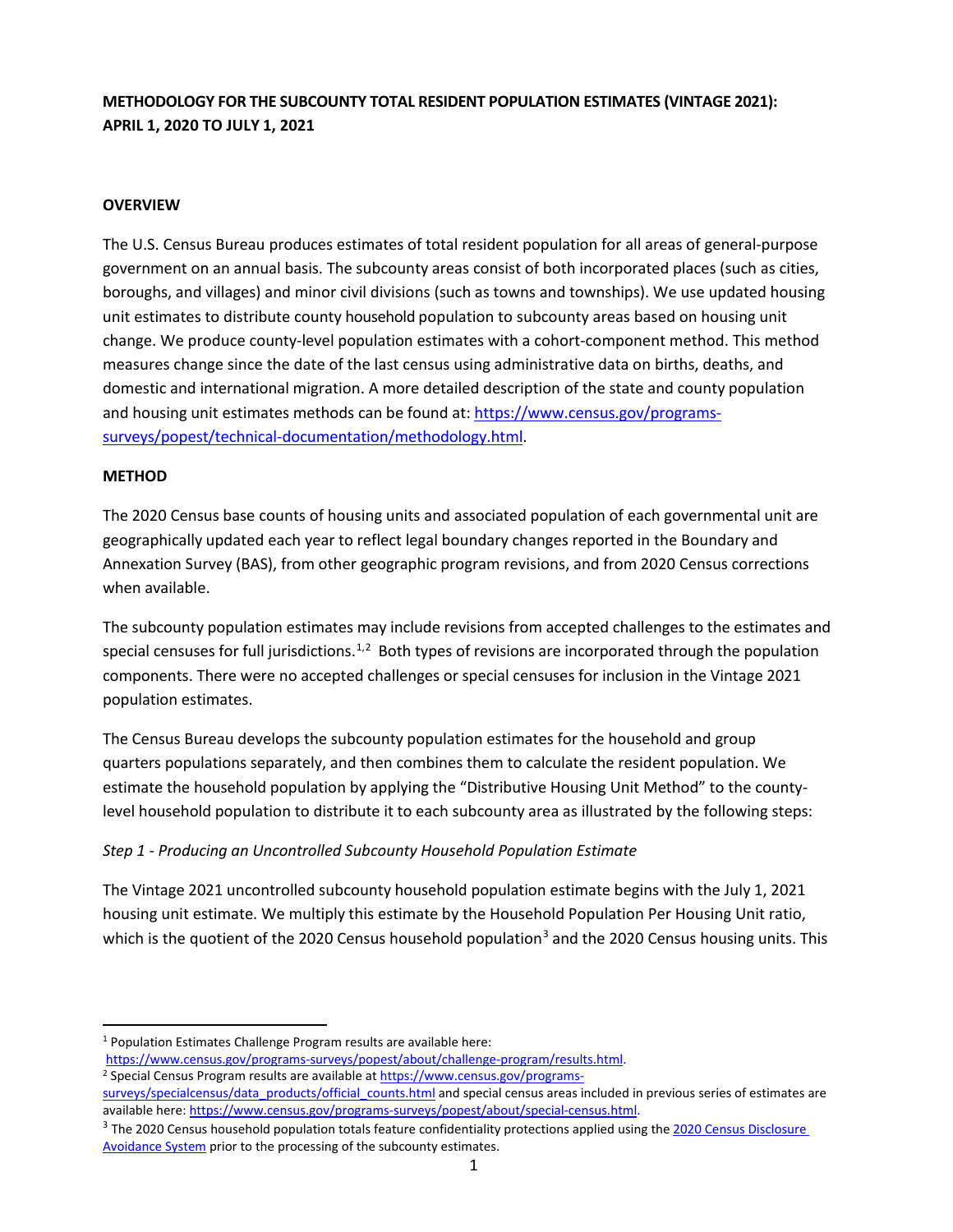**METHODOLOGY FOR THE SUBCOUNTY TOTAL RESIDENT POPULATION ESTIMATES (VINTAGE 2021): APRIL 1, 2020 TO JULY 1, 2021**

## OVERVIEW

The U.S. Census Bureau produces estimates of total resident population for all areas of general-purpose government on an annual basis. The subcounty areas consist of both incorporated places (such as cities, boroughs, and villages) and minor civil divisions (such as towns and townships). We use updated housing unit estimates to distribute county household population to subcounty areas based on housing unit change. We produce county-level population estimates with a cohort-component method. This method measures change since the date of the last census using administrative data on births, deaths, and domestic and international migration. A more detailed description of the state and county population and housing unit estimates methods can be found at: https://www.census.gov/programs-surveys/popest/technical-documentation/methodology.html.

## METHOD

The 2020 Census base counts of housing units and associated population of each governmental unit are geographically updated each year to reflect legal boundary changes reported in the Boundary and Annexation Survey (BAS), from other geographic program revisions, and from 2020 Census corrections when available.

The subcounty population estimates may include revisions from accepted challenges to the estimates and special censuses for full jurisdictions.[1,2] Both types of revisions are incorporated through the population components. There were no accepted challenges or special censuses for inclusion in the Vintage 2021 population estimates.

The Census Bureau develops the subcounty population estimates for the household and group quarters populations separately, and then combines them to calculate the resident population. We estimate the household population by applying the "Distributive Housing Unit Method" to the county-level household population to distribute it to each subcounty area as illustrated by the following steps:

*Step 1 - Producing an Uncontrolled Subcounty Household Population Estimate*

The Vintage 2021 uncontrolled subcounty household population estimate begins with the July 1, 2021 housing unit estimate. We multiply this estimate by the Household Population Per Housing Unit ratio, which is the quotient of the 2020 Census household population[3] and the 2020 Census housing units. This

---

[1] Population Estimates Challenge Program results are available here: https://www.census.gov/programs-surveys/popest/about/challenge-program/results.html.

[2] Special Census Program results are available at https://www.census.gov/programs-surveys/specialcensus/data_products/official_counts.html and special census areas included in previous series of estimates are available here: https://www.census.gov/programs-surveys/popest/about/special-census.html.

[3] The 2020 Census household population totals feature confidentiality protections applied using the 2020 Census Disclosure Avoidance System prior to the processing of the subcounty estimates.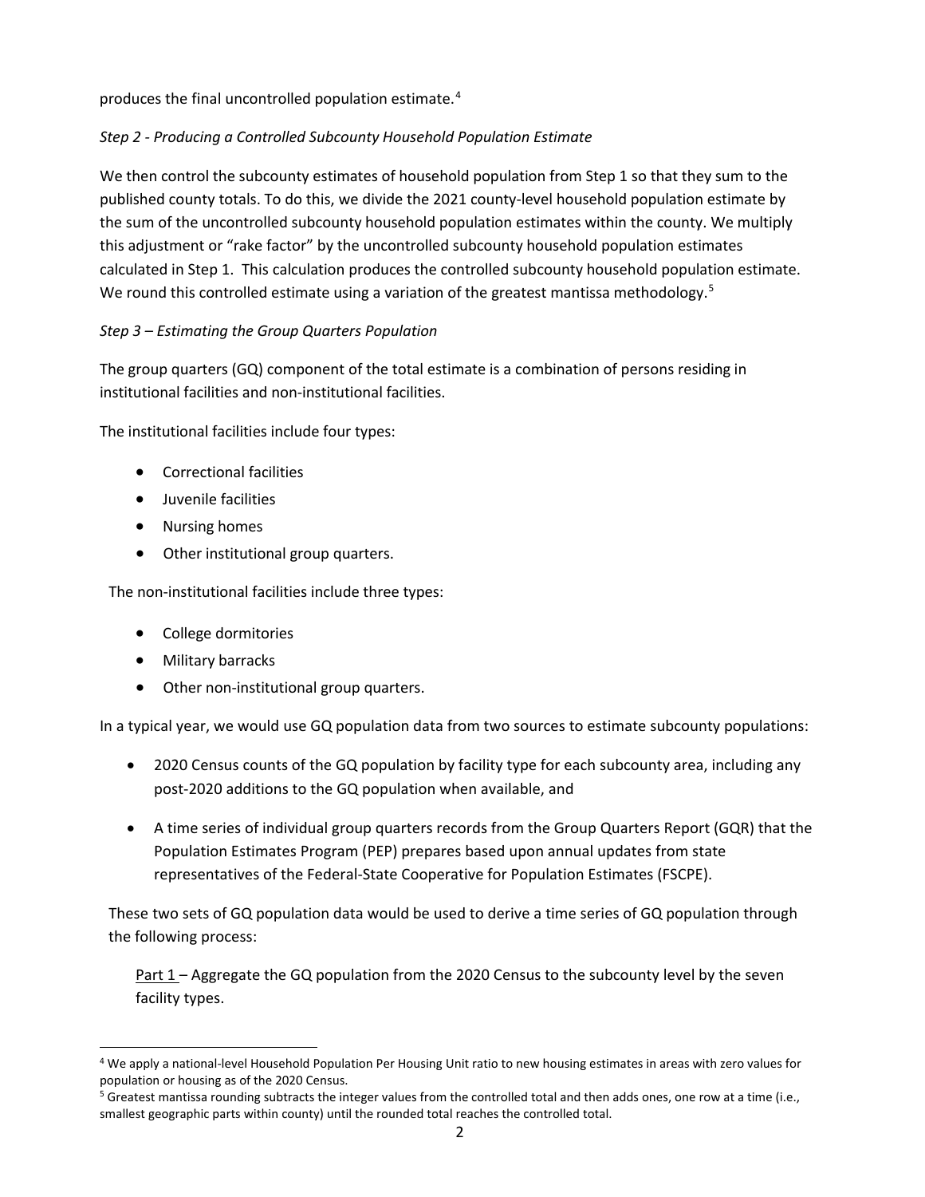produces the final uncontrolled population estimate.[4]

*Step 2 - Producing a Controlled Subcounty Household Population Estimate*

We then control the subcounty estimates of household population from Step 1 so that they sum to the published county totals. To do this, we divide the 2021 county-level household population estimate by the sum of the uncontrolled subcounty household population estimates within the county. We multiply this adjustment or "rake factor" by the uncontrolled subcounty household population estimates calculated in Step 1. This calculation produces the controlled subcounty household population estimate. We round this controlled estimate using a variation of the greatest mantissa methodology.[5]

*Step 3 – Estimating the Group Quarters Population*

The group quarters (GQ) component of the total estimate is a combination of persons residing in institutional facilities and non-institutional facilities.

The institutional facilities include four types:

- Correctional facilities
- Juvenile facilities
- Nursing homes
- Other institutional group quarters.

The non-institutional facilities include three types:

- College dormitories
- Military barracks
- Other non-institutional group quarters.

In a typical year, we would use GQ population data from two sources to estimate subcounty populations:

- 2020 Census counts of the GQ population by facility type for each subcounty area, including any post-2020 additions to the GQ population when available, and
- A time series of individual group quarters records from the Group Quarters Report (GQR) that the Population Estimates Program (PEP) prepares based upon annual updates from state representatives of the Federal-State Cooperative for Population Estimates (FSCPE).

These two sets of GQ population data would be used to derive a time series of GQ population through the following process:

Part 1 – Aggregate the GQ population from the 2020 Census to the subcounty level by the seven facility types.

---

[4] We apply a national-level Household Population Per Housing Unit ratio to new housing estimates in areas with zero values for population or housing as of the 2020 Census.

[5] Greatest mantissa rounding subtracts the integer values from the controlled total and then adds ones, one row at a time (i.e., smallest geographic parts within county) until the rounded total reaches the controlled total.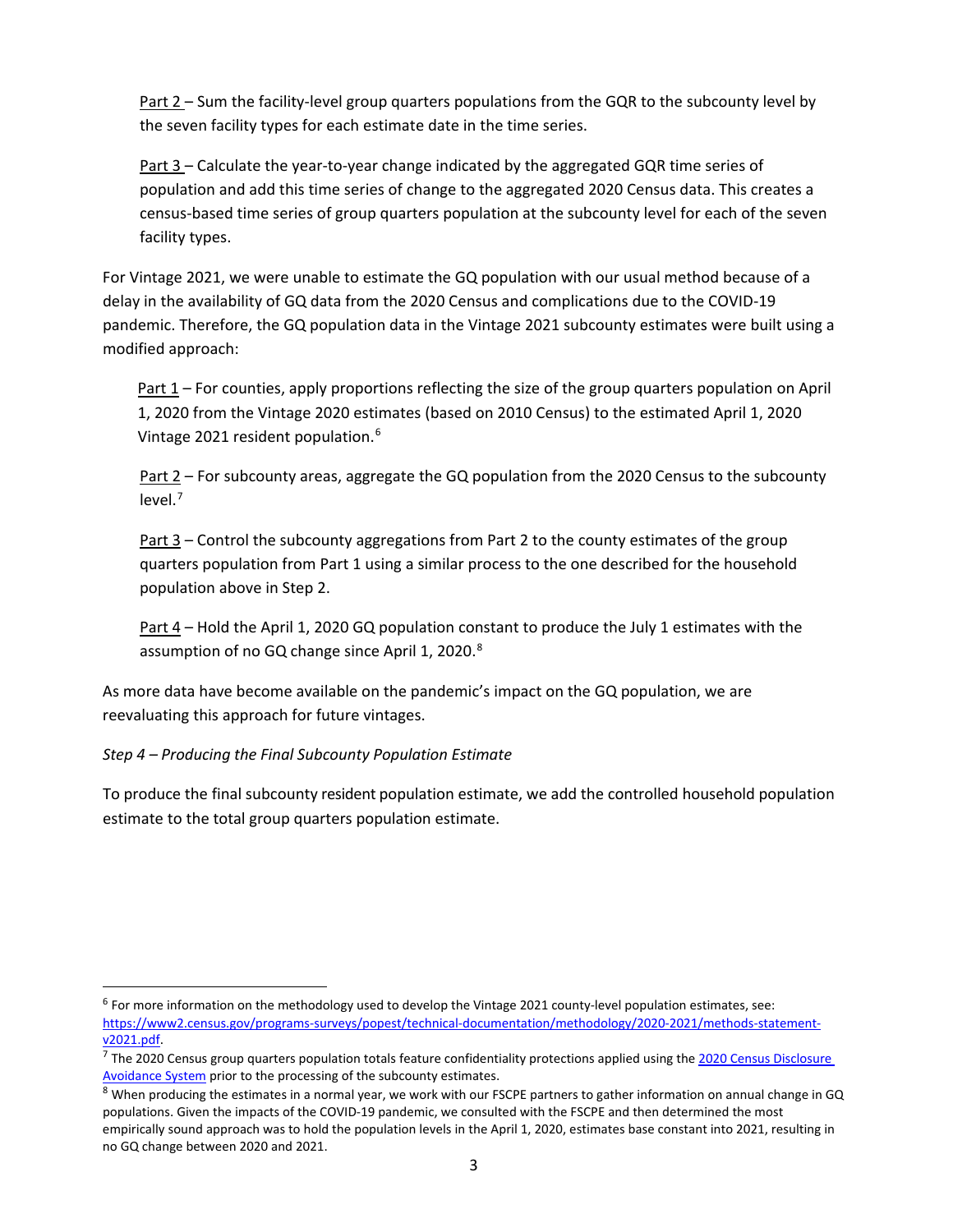Part 2 – Sum the facility-level group quarters populations from the GQR to the subcounty level by the seven facility types for each estimate date in the time series.

Part 3 – Calculate the year-to-year change indicated by the aggregated GQR time series of population and add this time series of change to the aggregated 2020 Census data. This creates a census-based time series of group quarters population at the subcounty level for each of the seven facility types.

For Vintage 2021, we were unable to estimate the GQ population with our usual method because of a delay in the availability of GQ data from the 2020 Census and complications due to the COVID-19 pandemic. Therefore, the GQ population data in the Vintage 2021 subcounty estimates were built using a modified approach:

Part 1 – For counties, apply proportions reflecting the size of the group quarters population on April 1, 2020 from the Vintage 2020 estimates (based on 2010 Census) to the estimated April 1, 2020 Vintage 2021 resident population.[6]

Part 2 – For subcounty areas, aggregate the GQ population from the 2020 Census to the subcounty level.[7]

Part 3 – Control the subcounty aggregations from Part 2 to the county estimates of the group quarters population from Part 1 using a similar process to the one described for the household population above in Step 2.

Part 4 – Hold the April 1, 2020 GQ population constant to produce the July 1 estimates with the assumption of no GQ change since April 1, 2020.[8]

As more data have become available on the pandemic's impact on the GQ population, we are reevaluating this approach for future vintages.

*Step 4 – Producing the Final Subcounty Population Estimate*

To produce the final subcounty resident population estimate, we add the controlled household population estimate to the total group quarters population estimate.

---

[6] For more information on the methodology used to develop the Vintage 2021 county-level population estimates, see: https://www2.census.gov/programs-surveys/popest/technical-documentation/methodology/2020-2021/methods-statement-v2021.pdf.

[7] The 2020 Census group quarters population totals feature confidentiality protections applied using the 2020 Census Disclosure Avoidance System prior to the processing of the subcounty estimates.

[8] When producing the estimates in a normal year, we work with our FSCPE partners to gather information on annual change in GQ populations. Given the impacts of the COVID-19 pandemic, we consulted with the FSCPE and then determined the most empirically sound approach was to hold the population levels in the April 1, 2020, estimates base constant into 2021, resulting in no GQ change between 2020 and 2021.